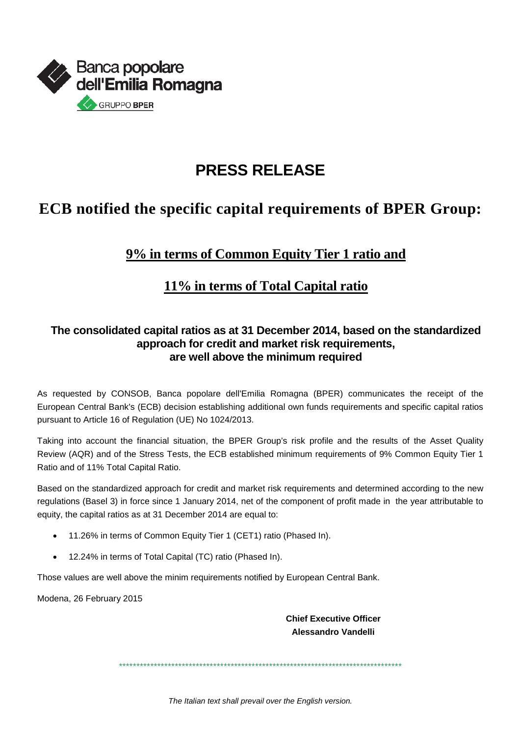Banca popolare dell'Emilia Romagna

GRUPPO BPER

# PRESS RELEASE

## ECB notified the specific capital requirements of BPER Group:

### 9% in terms of Common Equity Tier 1 ratio and

### 11% in terms of Total Capital ratio

**The consolidated capital ratios as at 31 December 2014, based on the standardized approach for credit and market risk requirements, are well above the minimum required**

As requested by CONSOB, Banca popolare dell'Emilia Romagna (BPER) communicates the receipt of the European Central Bank's (ECB) decision establishing additional own funds requirements and specific capital ratios pursuant to Article 16 of Regulation (UE) No 1024/2013.

Taking into account the financial situation, the BPER Group's risk profile and the results of the Asset Quality Review (AQR) and of the Stress Tests, the ECB established minimum requirements of 9% Common Equity Tier 1 Ratio and of 11% Total Capital Ratio.

Based on the standardized approach for credit and market risk requirements and determined according to the new regulations (Basel 3) in force since 1 January 2014, net of the component of profit made in the year attributable to equity, the capital ratios as at 31 December 2014 are equal to:

- 11.26% in terms of Common Equity Tier 1 (CET1) ratio (Phased In).
- 12.24% in terms of Total Capital (TC) ratio (Phased In).

Those values are well above the minim requirements notified by European Central Bank.

Modena, 26 February 2015

**Chief Executive Officer**
**Alessandro Vandelli**

**********************************************************************************

*The Italian text shall prevail over the English version.*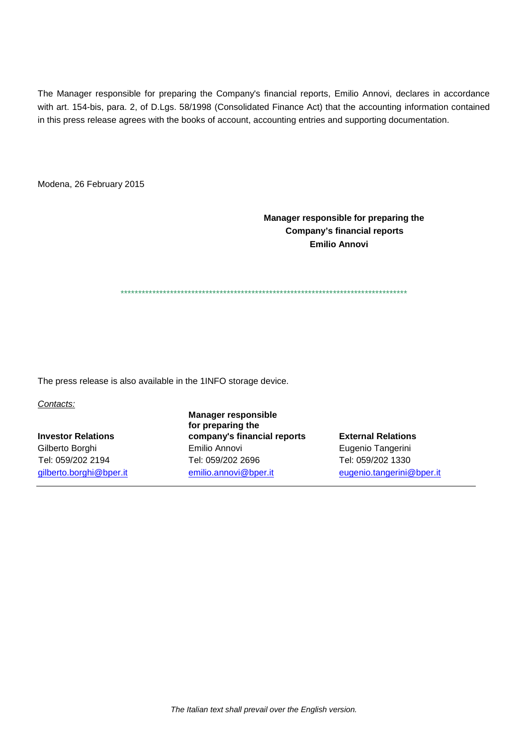The Manager responsible for preparing the Company's financial reports, Emilio Annovi, declares in accordance with art. 154-bis, para. 2, of D.Lgs. 58/1998 (Consolidated Finance Act) that the accounting information contained in this press release agrees with the books of account, accounting entries and supporting documentation.

Modena, 26 February 2015

**Manager responsible for preparing the Company's financial reports**
**Emilio Annovi**

\*\*\*\*\*\*\*\*\*\*\*\*\*\*\*\*\*\*\*\*\*\*\*\*\*\*\*\*\*\*\*\*\*\*\*\*\*\*\*\*\*\*\*\*\*\*\*\*\*\*\*\*\*\*\*\*\*\*\*\*\*\*\*\*\*\*\*\*\*\*\*\*\*\*\*\*\*\*\*\*\*\*\*\*

The press release is also available in the 1INFO storage device.

*Contacts:*

| Investor Relations | Manager responsible for preparing the company's financial reports | External Relations |
|---|---|---|
| Gilberto Borghi | Emilio Annovi | Eugenio Tangerini |
| Tel: 059/202 2194 | Tel: 059/202 2696 | Tel: 059/202 1330 |
| gilberto.borghi@bper.it | emilio.annovi@bper.it | eugenio.tangerini@bper.it |

*The Italian text shall prevail over the English version.*